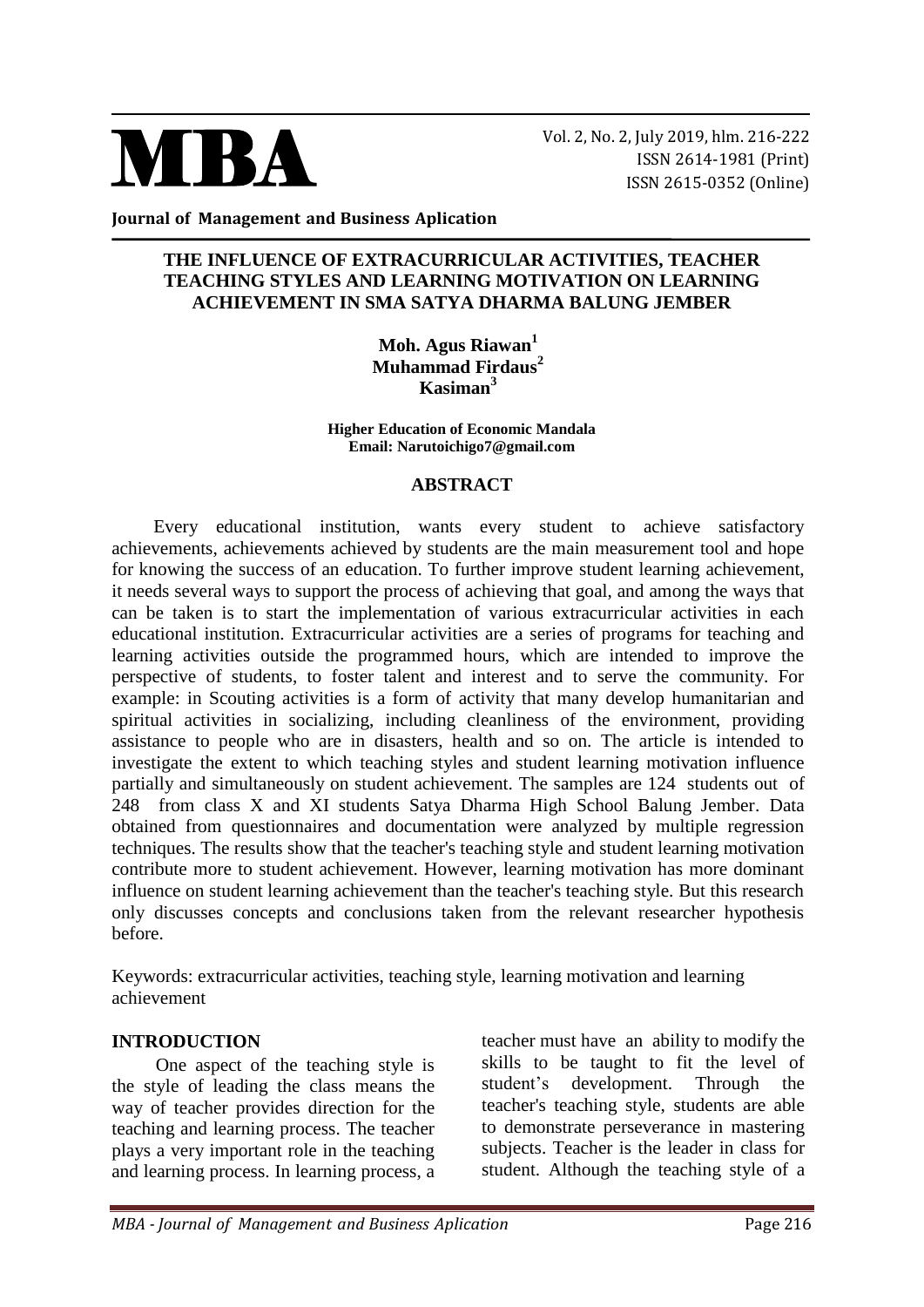**Journal of Management and Business Aplication**

# THE INFLUENCE OF EXTRACURRICULAR ACTIVITIES, TEACHER TEACHING STYLES AND LEARNING MOTIVATION ON LEARNING ACHIEVEMENT IN SMA SATYA DHARMA BALUNG JEMBER

**Moh. Agus Riawan**[1]
**Muhammad Firdaus**[2]
**Kasiman**[3]

**Higher Education of Economic Mandala**
**Email: Narutoichigo7@gmail.com**

## ABSTRACT

Every educational institution, wants every student to achieve satisfactory achievements, achievements achieved by students are the main measurement tool and hope for knowing the success of an education. To further improve student learning achievement, it needs several ways to support the process of achieving that goal, and among the ways that can be taken is to start the implementation of various extracurricular activities in each educational institution. Extracurricular activities are a series of programs for teaching and learning activities outside the programmed hours, which are intended to improve the perspective of students, to foster talent and interest and to serve the community. For example: in Scouting activities is a form of activity that many develop humanitarian and spiritual activities in socializing, including cleanliness of the environment, providing assistance to people who are in disasters, health and so on. The article is intended to investigate the extent to which teaching styles and student learning motivation influence partially and simultaneously on student achievement. The samples are 124 students out of 248 from class X and XI students Satya Dharma High School Balung Jember. Data obtained from questionnaires and documentation were analyzed by multiple regression techniques. The results show that the teacher's teaching style and student learning motivation contribute more to student achievement. However, learning motivation has more dominant influence on student learning achievement than the teacher's teaching style. But this research only discusses concepts and conclusions taken from the relevant researcher hypothesis before.

Keywords: extracurricular activities, teaching style, learning motivation and learning achievement

## INTRODUCTION

One aspect of the teaching style is the style of leading the class means the way of teacher provides direction for the teaching and learning process. The teacher plays a very important role in the teaching and learning process. In learning process, a teacher must have an ability to modify the skills to be taught to fit the level of student's development. Through the teacher's teaching style, students are able to demonstrate perseverance in mastering subjects. Teacher is the leader in class for student. Although the teaching style of a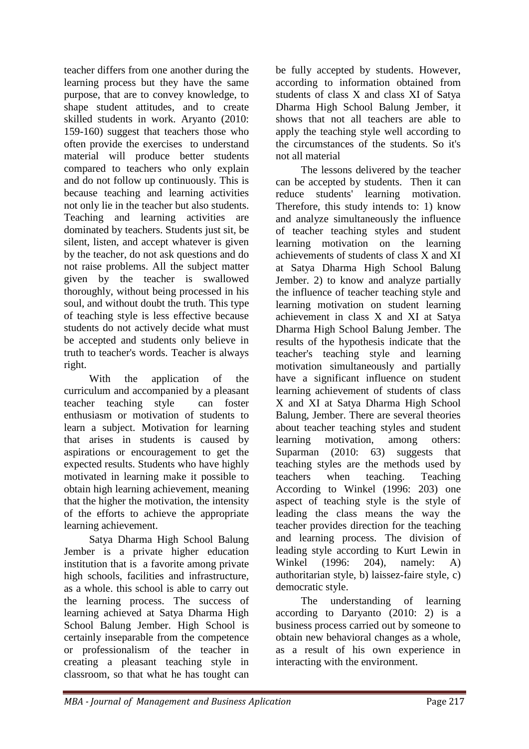teacher differs from one another during the learning process but they have the same purpose, that are to convey knowledge, to shape student attitudes, and to create skilled students in work. Aryanto (2010: 159-160) suggest that teachers those who often provide the exercises to understand material will produce better students compared to teachers who only explain and do not follow up continuously. This is because teaching and learning activities not only lie in the teacher but also students. Teaching and learning activities are dominated by teachers. Students just sit, be silent, listen, and accept whatever is given by the teacher, do not ask questions and do not raise problems. All the subject matter given by the teacher is swallowed thoroughly, without being processed in his soul, and without doubt the truth. This type of teaching style is less effective because students do not actively decide what must be accepted and students only believe in truth to teacher's words. Teacher is always right.

With the application of the curriculum and accompanied by a pleasant teacher teaching style can foster enthusiasm or motivation of students to learn a subject. Motivation for learning that arises in students is caused by aspirations or encouragement to get the expected results. Students who have highly motivated in learning make it possible to obtain high learning achievement, meaning that the higher the motivation, the intensity of the efforts to achieve the appropriate learning achievement.

Satya Dharma High School Balung Jember is a private higher education institution that is a favorite among private high schools, facilities and infrastructure, as a whole. this school is able to carry out the learning process. The success of learning achieved at Satya Dharma High School Balung Jember. High School is certainly inseparable from the competence or professionalism of the teacher in creating a pleasant teaching style in classroom, so that what he has tought can be fully accepted by students. However, according to information obtained from students of class X and class XI of Satya Dharma High School Balung Jember, it shows that not all teachers are able to apply the teaching style well according to the circumstances of the students. So it's not all material

The lessons delivered by the teacher can be accepted by students. Then it can reduce students' learning motivation. Therefore, this study intends to: 1) know and analyze simultaneously the influence of teacher teaching styles and student learning motivation on the learning achievements of students of class X and XI at Satya Dharma High School Balung Jember. 2) to know and analyze partially the influence of teacher teaching style and learning motivation on student learning achievement in class X and XI at Satya Dharma High School Balung Jember. The results of the hypothesis indicate that the teacher's teaching style and learning motivation simultaneously and partially have a significant influence on student learning achievement of students of class X and XI at Satya Dharma High School Balung, Jember. There are several theories about teacher teaching styles and student learning motivation, among others: Suparman (2010: 63) suggests that teaching styles are the methods used by teachers when teaching. Teaching According to Winkel (1996: 203) one aspect of teaching style is the style of leading the class means the way the teacher provides direction for the teaching and learning process. The division of leading style according to Kurt Lewin in Winkel (1996: 204), namely: A) authoritarian style, b) laissez-faire style, c) democratic style.

The understanding of learning according to Daryanto (2010: 2) is a business process carried out by someone to obtain new behavioral changes as a whole, as a result of his own experience in interacting with the environment.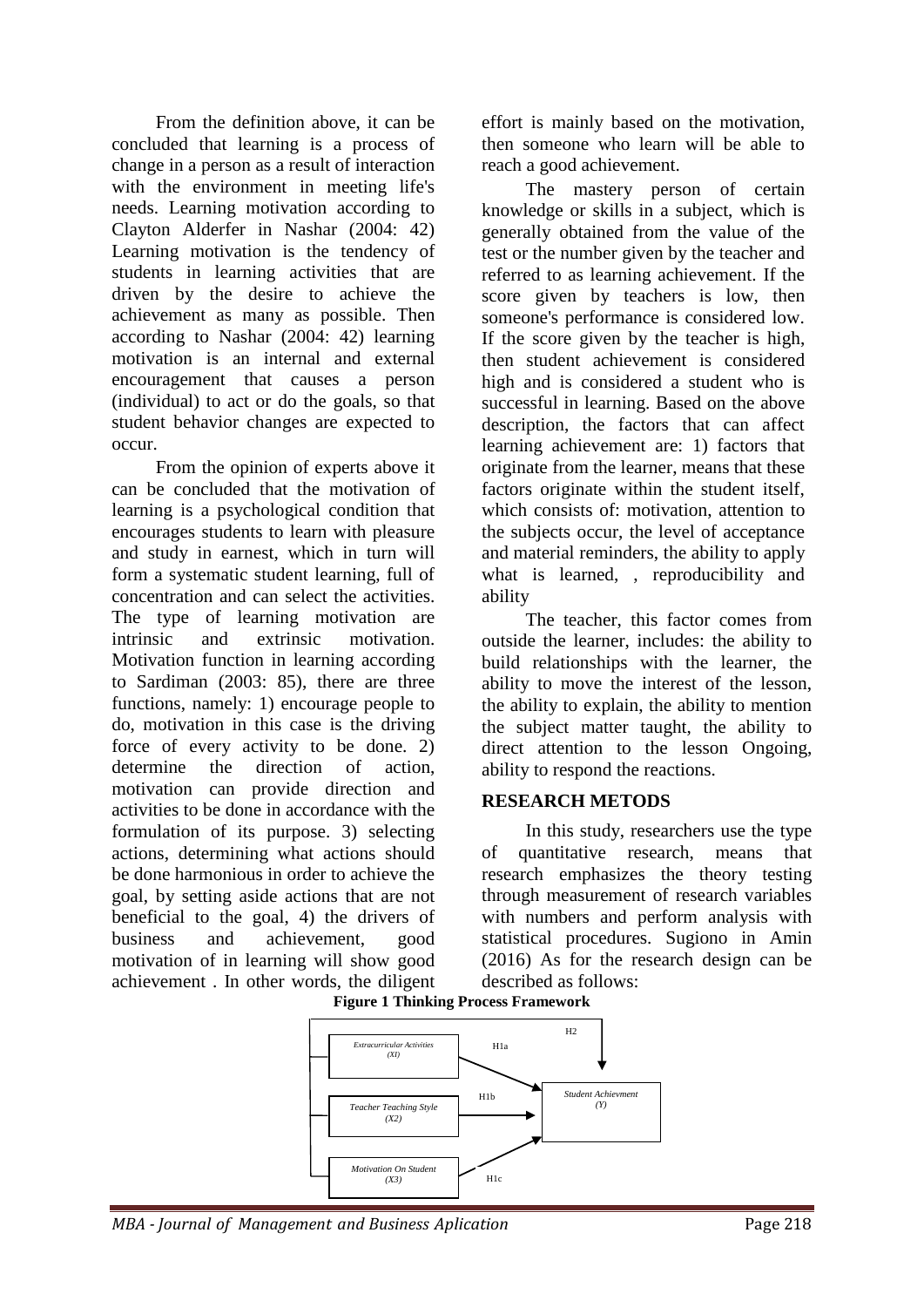From the definition above, it can be concluded that learning is a process of change in a person as a result of interaction with the environment in meeting life's needs. Learning motivation according to Clayton Alderfer in Nashar (2004: 42) Learning motivation is the tendency of students in learning activities that are driven by the desire to achieve the achievement as many as possible. Then according to Nashar (2004: 42) learning motivation is an internal and external encouragement that causes a person (individual) to act or do the goals, so that student behavior changes are expected to occur.

From the opinion of experts above it can be concluded that the motivation of learning is a psychological condition that encourages students to learn with pleasure and study in earnest, which in turn will form a systematic student learning, full of concentration and can select the activities. The type of learning motivation are intrinsic and extrinsic motivation. Motivation function in learning according to Sardiman (2003: 85), there are three functions, namely: 1) encourage people to do, motivation in this case is the driving force of every activity to be done. 2) determine the direction of action, motivation can provide direction and activities to be done in accordance with the formulation of its purpose. 3) selecting actions, determining what actions should be done harmonious in order to achieve the goal, by setting aside actions that are not beneficial to the goal, 4) the drivers of business and achievement, good motivation of in learning will show good achievement . In other words, the diligent effort is mainly based on the motivation, then someone who learn will be able to reach a good achievement.

The mastery person of certain knowledge or skills in a subject, which is generally obtained from the value of the test or the number given by the teacher and referred to as learning achievement. If the score given by teachers is low, then someone's performance is considered low. If the score given by the teacher is high, then student achievement is considered high and is considered a student who is successful in learning. Based on the above description, the factors that can affect learning achievement are: 1) factors that originate from the learner, means that these factors originate within the student itself, which consists of: motivation, attention to the subjects occur, the level of acceptance and material reminders, the ability to apply what is learned, , reproducibility and ability

The teacher, this factor comes from outside the learner, includes: the ability to build relationships with the learner, the ability to move the interest of the lesson, the ability to explain, the ability to mention the subject matter taught, the ability to direct attention to the lesson Ongoing, ability to respond the reactions.

## RESEARCH METODS

In this study, researchers use the type of quantitative research, means that research emphasizes the theory testing through measurement of research variables with numbers and perform analysis with statistical procedures. Sugiono in Amin (2016) As for the research design can be described as follows:

**Figure 1 Thinking Process Framework**

*Extracurricular Activities (XI)* —H1a→ *Student Achievment (Y)*

*Teacher Teaching Style (X2)* —H1b→ *Student Achievment (Y)*

*Motivation On Student (X3)* —H1c→ *Student Achievment (Y)*

H2 (X1, X2, X3 jointly) → *Student Achievment (Y)*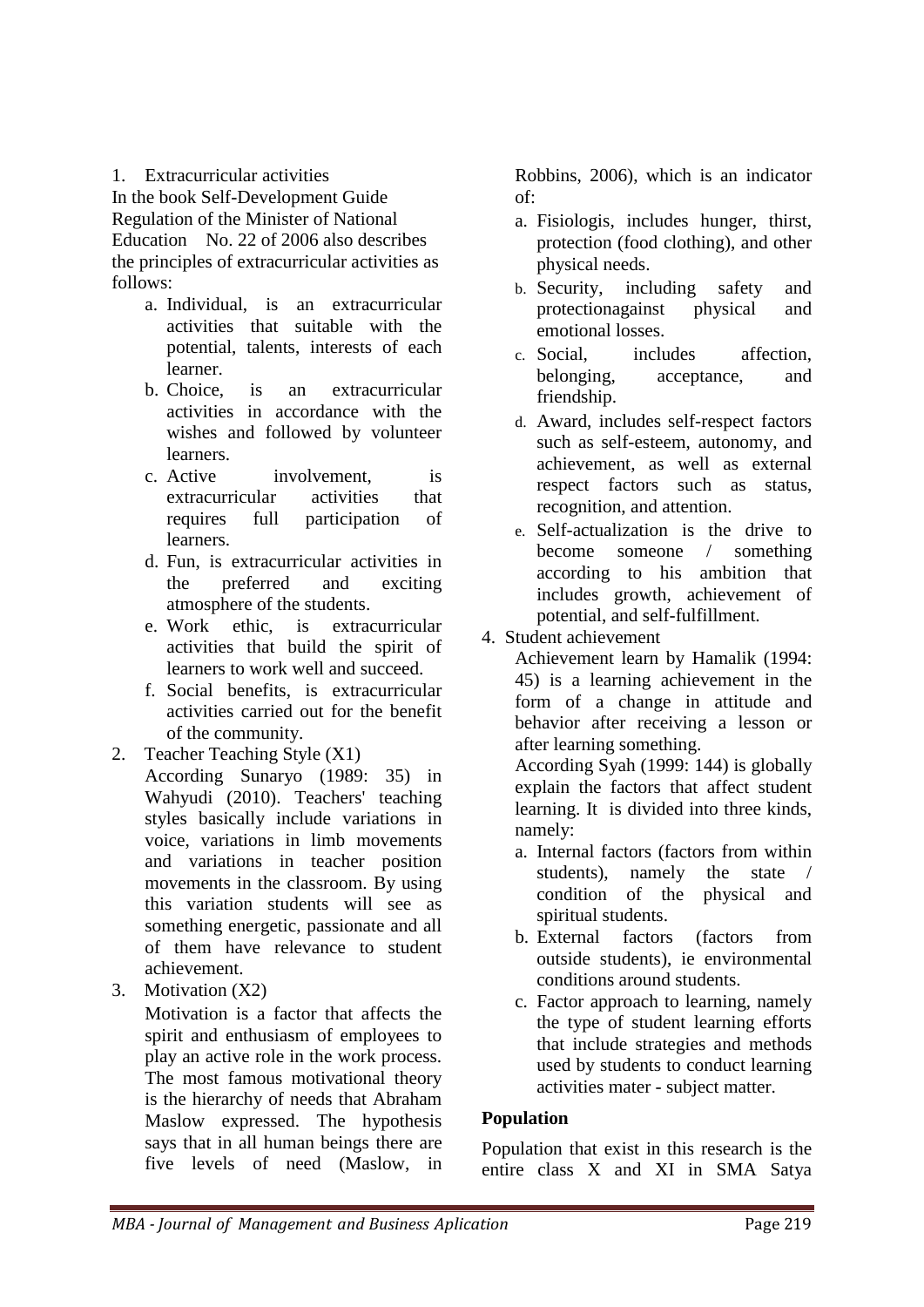1. Extracurricular activities

In the book Self-Development Guide Regulation of the Minister of National Education No. 22 of 2006 also describes the principles of extracurricular activities as follows:

a. Individual, is an extracurricular activities that suitable with the potential, talents, interests of each learner.
b. Choice, is an extracurricular activities in accordance with the wishes and followed by volunteer learners.
c. Active involvement, is extracurricular activities that requires full participation of learners.
d. Fun, is extracurricular activities in the preferred and exciting atmosphere of the students.
e. Work ethic, is extracurricular activities that build the spirit of learners to work well and succeed.
f. Social benefits, is extracurricular activities carried out for the benefit of the community.

2. Teacher Teaching Style (X1)

According Sunaryo (1989: 35) in Wahyudi (2010). Teachers' teaching styles basically include variations in voice, variations in limb movements and variations in teacher position movements in the classroom. By using this variation students will see as something energetic, passionate and all of them have relevance to student achievement.

3. Motivation (X2)

Motivation is a factor that affects the spirit and enthusiasm of employees to play an active role in the work process. The most famous motivational theory is the hierarchy of needs that Abraham Maslow expressed. The hypothesis says that in all human beings there are five levels of need (Maslow, in Robbins, 2006), which is an indicator of:

a. Fisiologis, includes hunger, thirst, protection (food clothing), and other physical needs.
b. Security, including safety and protectionagainst physical and emotional losses.
c. Social, includes affection, belonging, acceptance, and friendship.
d. Award, includes self-respect factors such as self-esteem, autonomy, and achievement, as well as external respect factors such as status, recognition, and attention.
e. Self-actualization is the drive to become someone / something according to his ambition that includes growth, achievement of potential, and self-fulfillment.

4. Student achievement

Achievement learn by Hamalik (1994: 45) is a learning achievement in the form of a change in attitude and behavior after receiving a lesson or after learning something.

According Syah (1999: 144) is globally explain the factors that affect student learning. It is divided into three kinds, namely:

a. Internal factors (factors from within students), namely the state / condition of the physical and spiritual students.
b. External factors (factors from outside students), ie environmental conditions around students.
c. Factor approach to learning, namely the type of student learning efforts that include strategies and methods used by students to conduct learning activities mater - subject matter.

**Population**

Population that exist in this research is the entire class X and XI in SMA Satya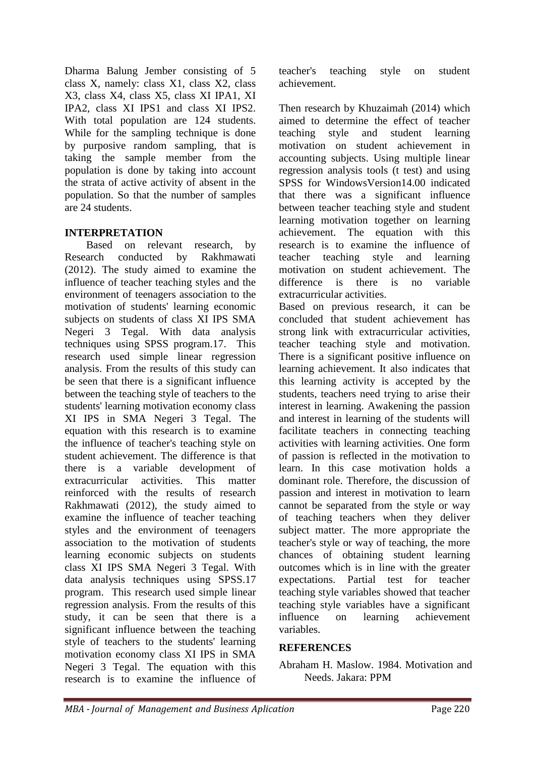Dharma Balung Jember consisting of 5 class X, namely: class X1, class X2, class X3, class X4, class X5, class XI IPA1, XI IPA2, class XI IPS1 and class XI IPS2. With total population are 124 students. While for the sampling technique is done by purposive random sampling, that is taking the sample member from the population is done by taking into account the strata of active activity of absent in the population. So that the number of samples are 24 students.

## INTERPRETATION

Based on relevant research, by Research conducted by Rakhmawati (2012). The study aimed to examine the influence of teacher teaching styles and the environment of teenagers association to the motivation of students' learning economic subjects on students of class XI IPS SMA Negeri 3 Tegal. With data analysis techniques using SPSS program.17. This research used simple linear regression analysis. From the results of this study can be seen that there is a significant influence between the teaching style of teachers to the students' learning motivation economy class XI IPS in SMA Negeri 3 Tegal. The equation with this research is to examine the influence of teacher's teaching style on student achievement. The difference is that there is a variable development of extracurricular activities. This matter reinforced with the results of research Rakhmawati (2012), the study aimed to examine the influence of teacher teaching styles and the environment of teenagers association to the motivation of students learning economic subjects on students class XI IPS SMA Negeri 3 Tegal. With data analysis techniques using SPSS.17 program. This research used simple linear regression analysis. From the results of this study, it can be seen that there is a significant influence between the teaching style of teachers to the students' learning motivation economy class XI IPS in SMA Negeri 3 Tegal. The equation with this research is to examine the influence of teacher's teaching style on student achievement.

Then research by Khuzaimah (2014) which aimed to determine the effect of teacher teaching style and student learning motivation on student achievement in accounting subjects. Using multiple linear regression analysis tools (t test) and using SPSS for WindowsVersion14.00 indicated that there was a significant influence between teacher teaching style and student learning motivation together on learning achievement. The equation with this research is to examine the influence of teacher teaching style and learning motivation on student achievement. The difference is there is no variable extracurricular activities.

Based on previous research, it can be concluded that student achievement has strong link with extracurricular activities, teacher teaching style and motivation. There is a significant positive influence on learning achievement. It also indicates that this learning activity is accepted by the students, teachers need trying to arise their interest in learning. Awakening the passion and interest in learning of the students will facilitate teachers in connecting teaching activities with learning activities. One form of passion is reflected in the motivation to learn. In this case motivation holds a dominant role. Therefore, the discussion of passion and interest in motivation to learn cannot be separated from the style or way of teaching teachers when they deliver subject matter. The more appropriate the teacher's style or way of teaching, the more chances of obtaining student learning outcomes which is in line with the greater expectations. Partial test for teacher teaching style variables showed that teacher teaching style variables have a significant influence on learning achievement variables.

## REFERENCES

Abraham H. Maslow. 1984. Motivation and Needs. Jakara: PPM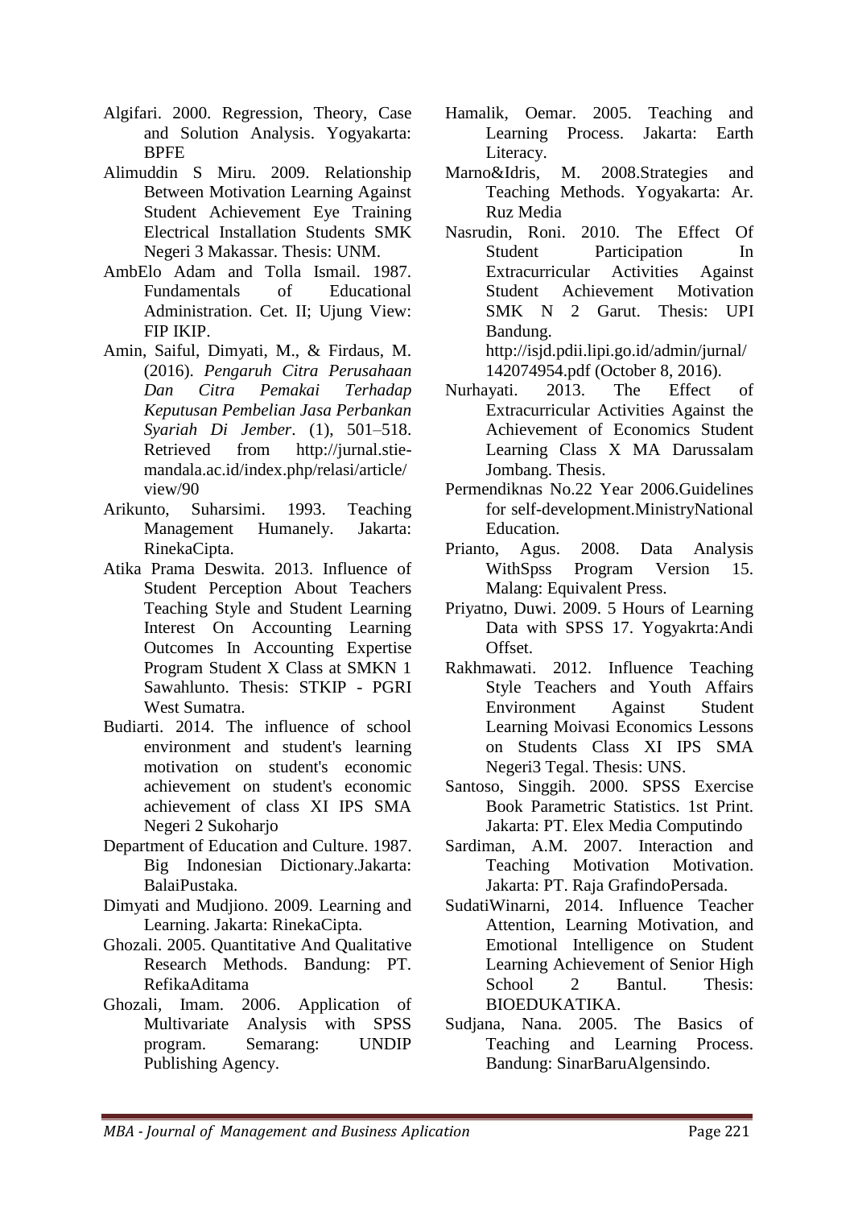Algifari. 2000. Regression, Theory, Case and Solution Analysis. Yogyakarta: BPFE

Alimuddin S Miru. 2009. Relationship Between Motivation Learning Against Student Achievement Eye Training Electrical Installation Students SMK Negeri 3 Makassar. Thesis: UNM.

AmbElo Adam and Tolla Ismail. 1987. Fundamentals of Educational Administration. Cet. II; Ujung View: FIP IKIP.

Amin, Saiful, Dimyati, M., & Firdaus, M. (2016). *Pengaruh Citra Perusahaan Dan Citra Pemakai Terhadap Keputusan Pembelian Jasa Perbankan Syariah Di Jember*. (1), 501–518. Retrieved from http://jurnal.stie-mandala.ac.id/index.php/relasi/article/view/90

Arikunto, Suharsimi. 1993. Teaching Management Humanely. Jakarta: RinekaCipta.

Atika Prama Deswita. 2013. Influence of Student Perception About Teachers Teaching Style and Student Learning Interest On Accounting Learning Outcomes In Accounting Expertise Program Student X Class at SMKN 1 Sawahlunto. Thesis: STKIP - PGRI West Sumatra.

Budiarti. 2014. The influence of school environment and student's learning motivation on student's economic achievement on student's economic achievement of class XI IPS SMA Negeri 2 Sukoharjo

Department of Education and Culture. 1987. Big Indonesian Dictionary.Jakarta: BalaiPustaka.

Dimyati and Mudjiono. 2009. Learning and Learning. Jakarta: RinekaCipta.

Ghozali. 2005. Quantitative And Qualitative Research Methods. Bandung: PT. RefikaAditama

Ghozali, Imam. 2006. Application of Multivariate Analysis with SPSS program. Semarang: UNDIP Publishing Agency.

Hamalik, Oemar. 2005. Teaching and Learning Process. Jakarta: Earth Literacy.

Marno&Idris, M. 2008.Strategies and Teaching Methods. Yogyakarta: Ar. Ruz Media

Nasrudin, Roni. 2010. The Effect Of Student Participation In Extracurricular Activities Against Student Achievement Motivation SMK N 2 Garut. Thesis: UPI Bandung. http://isjd.pdii.lipi.go.id/admin/jurnal/142074954.pdf (October 8, 2016).

Nurhayati. 2013. The Effect of Extracurricular Activities Against the Achievement of Economics Student Learning Class X MA Darussalam Jombang. Thesis.

Permendiknas No.22 Year 2006.Guidelines for self-development.MinistryNational Education.

Prianto, Agus. 2008. Data Analysis WithSpss Program Version 15. Malang: Equivalent Press.

Priyatno, Duwi. 2009. 5 Hours of Learning Data with SPSS 17. Yogyakrta:Andi Offset.

Rakhmawati. 2012. Influence Teaching Style Teachers and Youth Affairs Environment Against Student Learning Moivasi Economics Lessons on Students Class XI IPS SMA Negeri3 Tegal. Thesis: UNS.

Santoso, Singgih. 2000. SPSS Exercise Book Parametric Statistics. 1st Print. Jakarta: PT. Elex Media Computindo

Sardiman, A.M. 2007. Interaction and Teaching Motivation Motivation. Jakarta: PT. Raja GrafindoPersada.

SudatiWinarni, 2014. Influence Teacher Attention, Learning Motivation, and Emotional Intelligence on Student Learning Achievement of Senior High School 2 Bantul. Thesis: BIOEDUKATIKA.

Sudjana, Nana. 2005. The Basics of Teaching and Learning Process. Bandung: SinarBaruAlgensindo.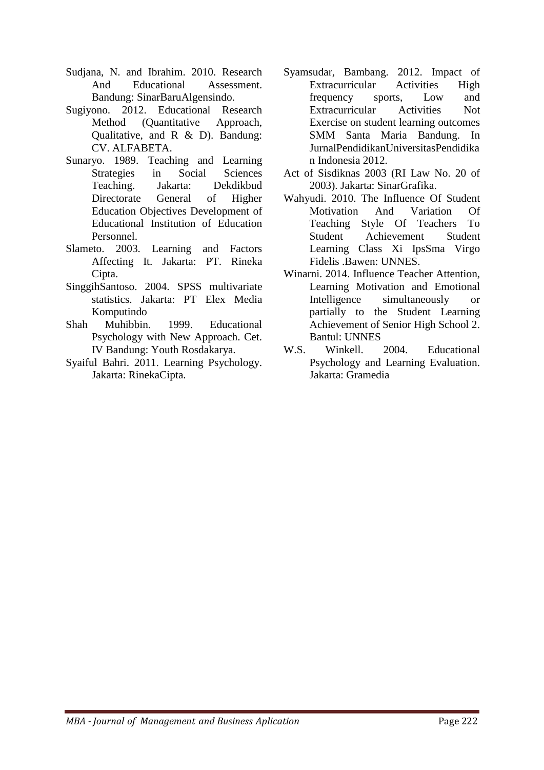Sudjana, N. and Ibrahim. 2010. Research And Educational Assessment. Bandung: SinarBaruAlgensindo.

Sugiyono. 2012. Educational Research Method (Quantitative Approach, Qualitative, and R & D). Bandung: CV. ALFABETA.

Sunaryo. 1989. Teaching and Learning Strategies in Social Sciences Teaching. Jakarta: Dekdikbud Directorate General of Higher Education Objectives Development of Educational Institution of Education Personnel.

Slameto. 2003. Learning and Factors Affecting It. Jakarta: PT. Rineka Cipta.

SinggihSantoso. 2004. SPSS multivariate statistics. Jakarta: PT Elex Media Komputindo

Shah Muhibbin. 1999. Educational Psychology with New Approach. Cet. IV Bandung: Youth Rosdakarya.

Syaiful Bahri. 2011. Learning Psychology. Jakarta: RinekaCipta.

Syamsudar, Bambang. 2012. Impact of Extracurricular Activities High frequency sports, Low and Extracurricular Activities Not Exercise on student learning outcomes SMM Santa Maria Bandung. In JurnalPendidikanUniversitasPendidikan Indonesia 2012.

Act of Sisdiknas 2003 (RI Law No. 20 of 2003). Jakarta: SinarGrafika.

Wahyudi. 2010. The Influence Of Student Motivation And Variation Of Teaching Style Of Teachers To Student Achievement Student Learning Class Xi IpsSma Virgo Fidelis .Bawen: UNNES.

Winarni. 2014. Influence Teacher Attention, Learning Motivation and Emotional Intelligence simultaneously or partially to the Student Learning Achievement of Senior High School 2. Bantul: UNNES

W.S. Winkell. 2004. Educational Psychology and Learning Evaluation. Jakarta: Gramedia